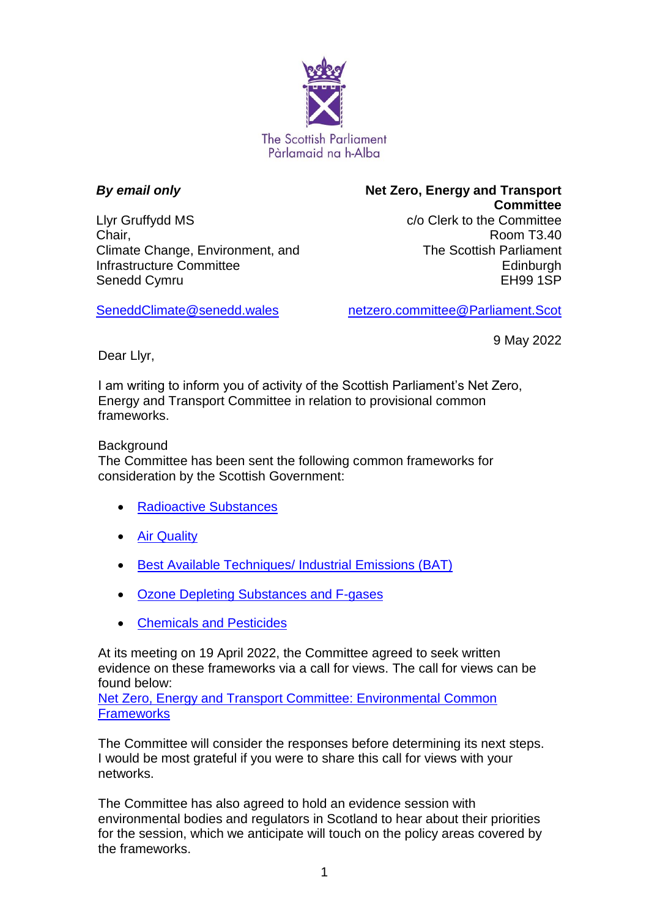The Scottish Parliament
Pàrlamaid na h-Alba

***By email only***

Llyr Gruffydd MS
Chair,
Climate Change, Environment, and Infrastructure Committee
Senedd Cymru

SeneddClimate@senedd.wales

**Net Zero, Energy and Transport Committee**
c/o Clerk to the Committee
Room T3.40
The Scottish Parliament
Edinburgh
EH99 1SP

netzero.committee@Parliament.Scot

9 May 2022

Dear Llyr,

I am writing to inform you of activity of the Scottish Parliament's Net Zero, Energy and Transport Committee in relation to provisional common frameworks.

Background
The Committee has been sent the following common frameworks for consideration by the Scottish Government:

- Radioactive Substances
- Air Quality
- Best Available Techniques/ Industrial Emissions (BAT)
- Ozone Depleting Substances and F-gases
- Chemicals and Pesticides

At its meeting on 19 April 2022, the Committee agreed to seek written evidence on these frameworks via a call for views. The call for views can be found below:
Net Zero, Energy and Transport Committee: Environmental Common Frameworks

The Committee will consider the responses before determining its next steps. I would be most grateful if you were to share this call for views with your networks.

The Committee has also agreed to hold an evidence session with environmental bodies and regulators in Scotland to hear about their priorities for the session, which we anticipate will touch on the policy areas covered by the frameworks.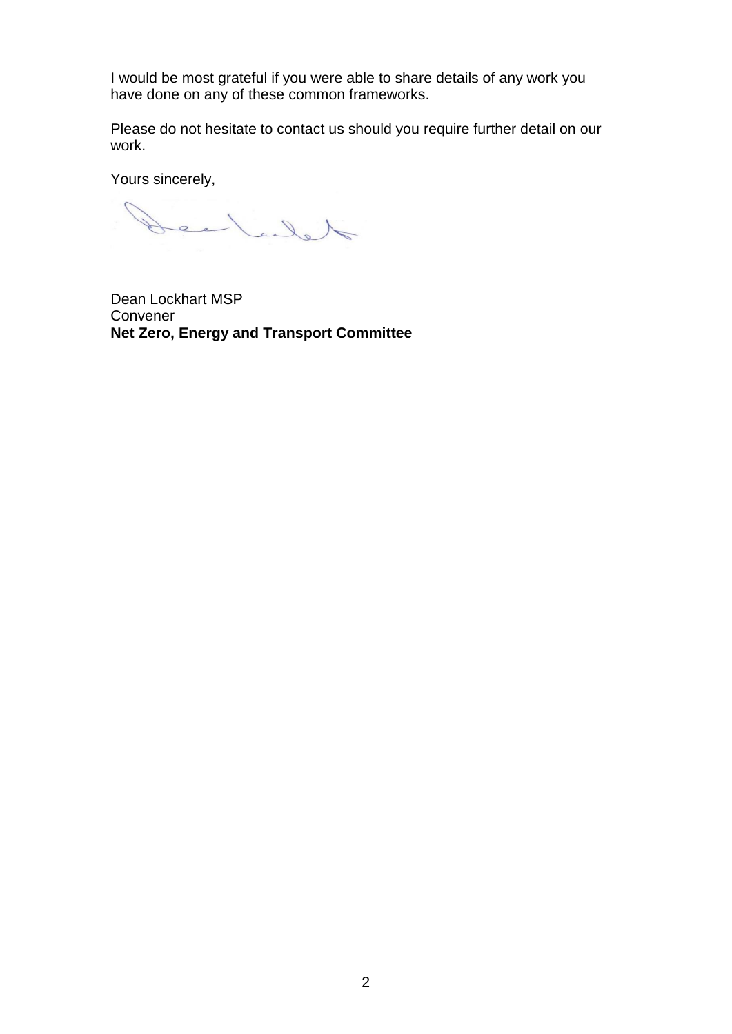I would be most grateful if you were able to share details of any work you have done on any of these common frameworks.

Please do not hesitate to contact us should you require further detail on our work.

Yours sincerely,

Dean Lockhart MSP  
Convener  
**Net Zero, Energy and Transport Committee**